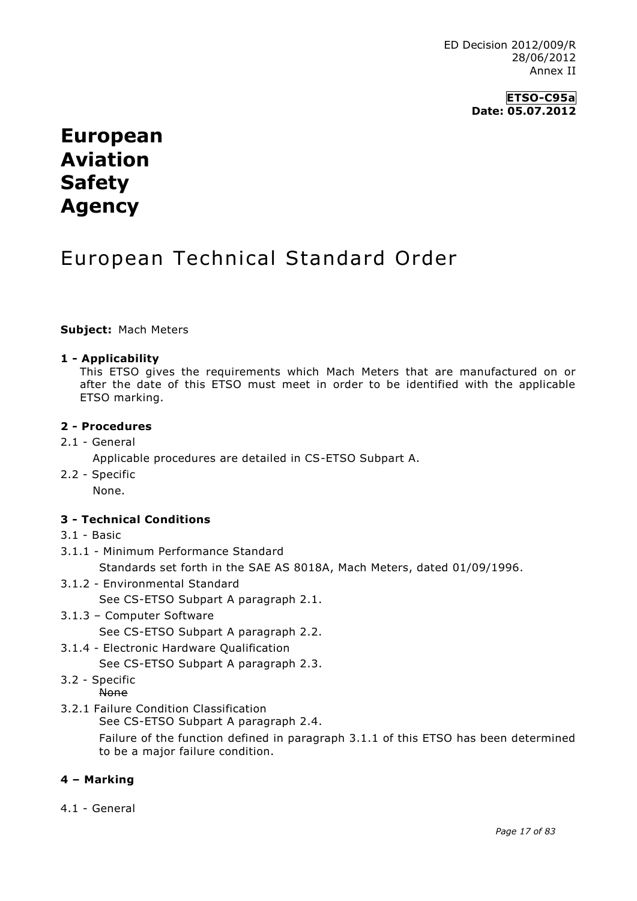ED Decision 2012/009/R
28/06/2012
Annex II

**ETSO-C95a**
**Date: 05.07.2012**

# European Aviation Safety Agency

## European Technical Standard Order

**Subject:** Mach Meters

### 1 - Applicability

This ETSO gives the requirements which Mach Meters that are manufactured on or after the date of this ETSO must meet in order to be identified with the applicable ETSO marking.

### 2 - Procedures

2.1 - General

Applicable procedures are detailed in CS-ETSO Subpart A.

2.2 - Specific

None.

### 3 - Technical Conditions

3.1 - Basic

3.1.1 - Minimum Performance Standard

Standards set forth in the SAE AS 8018A, Mach Meters, dated 01/09/1996.

3.1.2 - Environmental Standard

See CS-ETSO Subpart A paragraph 2.1.

3.1.3 – Computer Software

See CS-ETSO Subpart A paragraph 2.2.

3.1.4 - Electronic Hardware Qualification

See CS-ETSO Subpart A paragraph 2.3.

3.2 - Specific

~~None~~

3.2.1 Failure Condition Classification

See CS-ETSO Subpart A paragraph 2.4.

Failure of the function defined in paragraph 3.1.1 of this ETSO has been determined to be a major failure condition.

### 4 – Marking

4.1 - General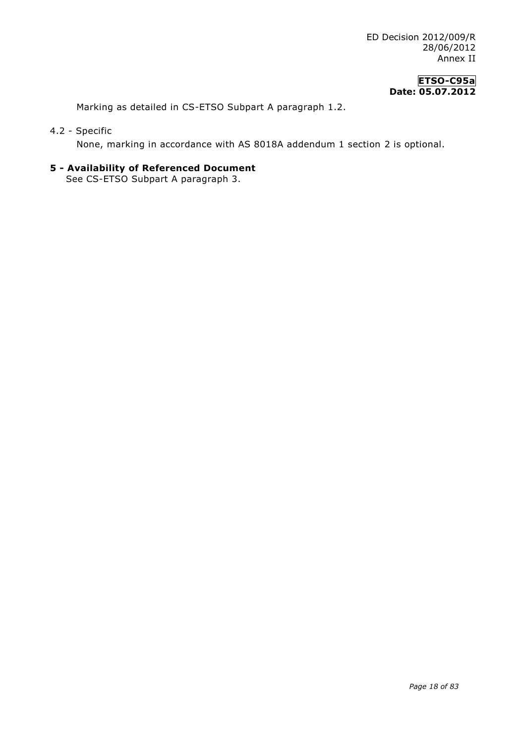Marking as detailed in CS-ETSO Subpart A paragraph 1.2.

4.2 - Specific

None, marking in accordance with AS 8018A addendum 1 section 2 is optional.

## 5 - Availability of Referenced Document

See CS-ETSO Subpart A paragraph 3.